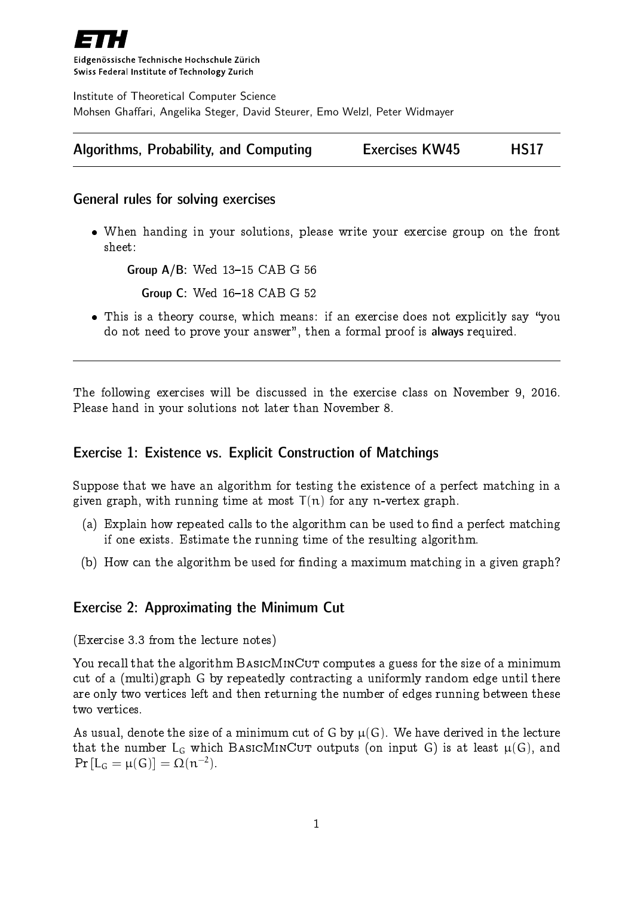**ETH**

Eidgenössische Technische Hochschule Zürich
Swiss Federal Institute of Technology Zurich

Institute of Theoretical Computer Science
Mohsen Ghaffari, Angelika Steger, David Steurer, Emo Welzl, Peter Widmayer

---

**Algorithms, Probability, and Computing** | **Exercises KW45** | **HS17**

---

## General rules for solving exercises

- When handing in your solutions, please write your exercise group on the front sheet:

  **Group A/B:** Wed 13–15 CAB G 56

  **Group C:** Wed 16–18 CAB G 52

- This is a theory course, which means: if an exercise does not explicitly say "you do not need to prove your answer", then a formal proof is **always** required.

---

The following exercises will be discussed in the exercise class on November 9, 2016. Please hand in your solutions not later than November 8.

## Exercise 1: Existence vs. Explicit Construction of Matchings

Suppose that we have an algorithm for testing the existence of a perfect matching in a given graph, with running time at most $T(n)$ for any $n$-vertex graph.

(a) Explain how repeated calls to the algorithm can be used to find a perfect matching if one exists. Estimate the running time of the resulting algorithm.

(b) How can the algorithm be used for finding a maximum matching in a given graph?

## Exercise 2: Approximating the Minimum Cut

(Exercise 3.3 from the lecture notes)

You recall that the algorithm BasicMinCut computes a guess for the size of a minimum cut of a (multi)graph $G$ by repeatedly contracting a uniformly random edge until there are only two vertices left and then returning the number of edges running between these two vertices.

As usual, denote the size of a minimum cut of $G$ by $\mu(G)$. We have derived in the lecture that the number $L_G$ which BasicMinCut outputs (on input $G$) is at least $\mu(G)$, and $\Pr[L_G = \mu(G)] = \Omega(n^{-2})$.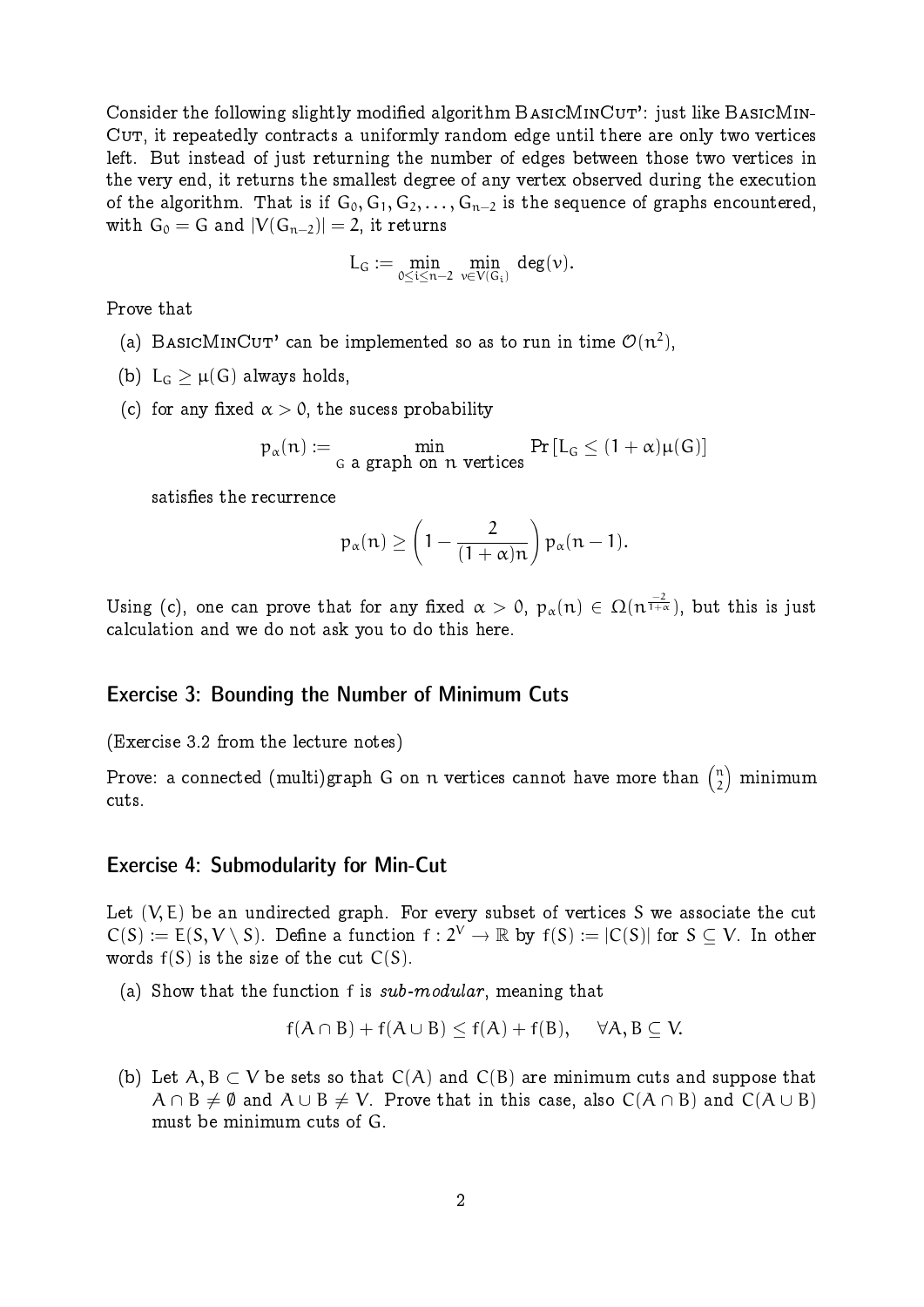Consider the following slightly modified algorithm BasicMinCut': just like BasicMinCut, it repeatedly contracts a uniformly random edge until there are only two vertices left. But instead of just returning the number of edges between those two vertices in the very end, it returns the smallest degree of any vertex observed during the execution of the algorithm. That is if $G_0, G_1, G_2, \ldots, G_{n-2}$ is the sequence of graphs encountered, with $G_0 = G$ and $|V(G_{n-2})| = 2$, it returns

$$L_G := \min_{0 \leq i \leq n-2} \min_{v \in V(G_i)} \deg(v).$$

Prove that

(a) BasicMinCut' can be implemented so as to run in time $\mathcal{O}(n^2)$,

(b) $L_G \geq \mu(G)$ always holds,

(c) for any fixed $\alpha > 0$, the sucess probability

$$p_\alpha(n) := \min_{G \text{ a graph on } n \text{ vertices}} \Pr\left[L_G \leq (1+\alpha)\mu(G)\right]$$

satisfies the recurrence

$$p_\alpha(n) \geq \left(1 - \frac{2}{(1+\alpha)n}\right) p_\alpha(n-1).$$

Using (c), one can prove that for any fixed $\alpha > 0$, $p_\alpha(n) \in \Omega(n^{\frac{-2}{1+\alpha}})$, but this is just calculation and we do not ask you to do this here.

## Exercise 3: Bounding the Number of Minimum Cuts

(Exercise 3.2 from the lecture notes)

Prove: a connected (multi)graph $G$ on $n$ vertices cannot have more than $\binom{n}{2}$ minimum cuts.

## Exercise 4: Submodularity for Min-Cut

Let $(V, E)$ be an undirected graph. For every subset of vertices $S$ we associate the cut $C(S) := E(S, V \setminus S)$. Define a function $f : 2^V \to \mathbb{R}$ by $f(S) := |C(S)|$ for $S \subseteq V$. In other words $f(S)$ is the size of the cut $C(S)$.

(a) Show that the function $f$ is *sub-modular*, meaning that

$$f(A \cap B) + f(A \cup B) \leq f(A) + f(B), \quad \forall A, B \subseteq V.$$

(b) Let $A, B \subset V$ be sets so that $C(A)$ and $C(B)$ are minimum cuts and suppose that $A \cap B \neq \emptyset$ and $A \cup B \neq V$. Prove that in this case, also $C(A \cap B)$ and $C(A \cup B)$ must be minimum cuts of $G$.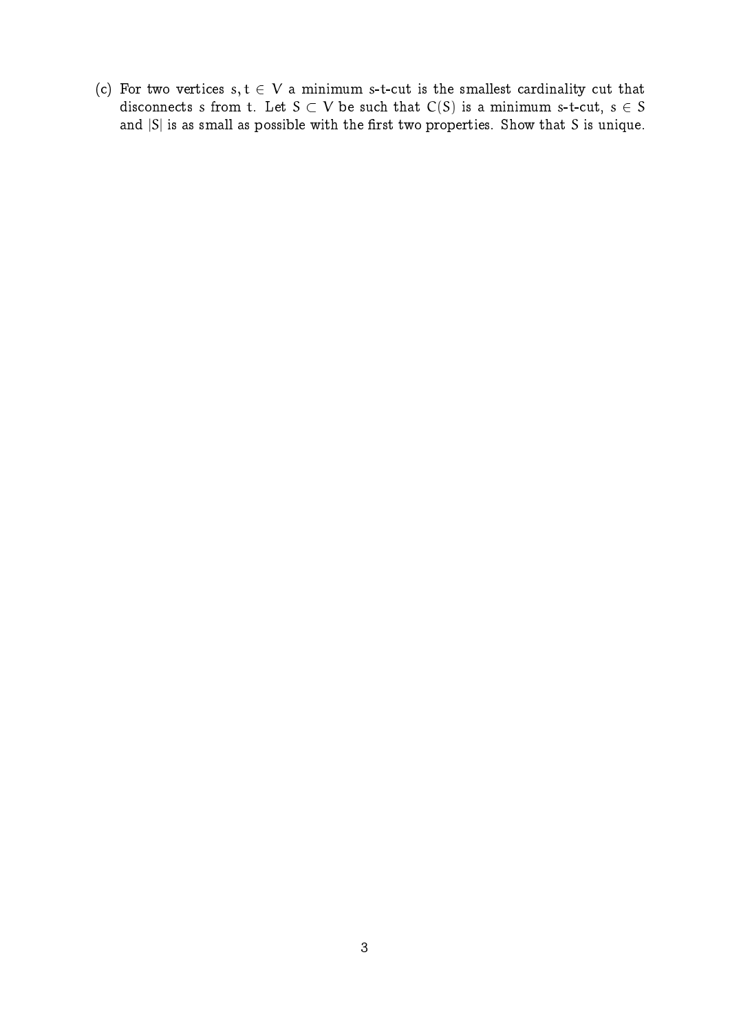(c) For two vertices $s, t \in V$ a minimum s-t-cut is the smallest cardinality cut that disconnects $s$ from $t$. Let $S \subset V$ be such that $C(S)$ is a minimum s-t-cut, $s \in S$ and $|S|$ is as small as possible with the first two properties. Show that $S$ is unique.